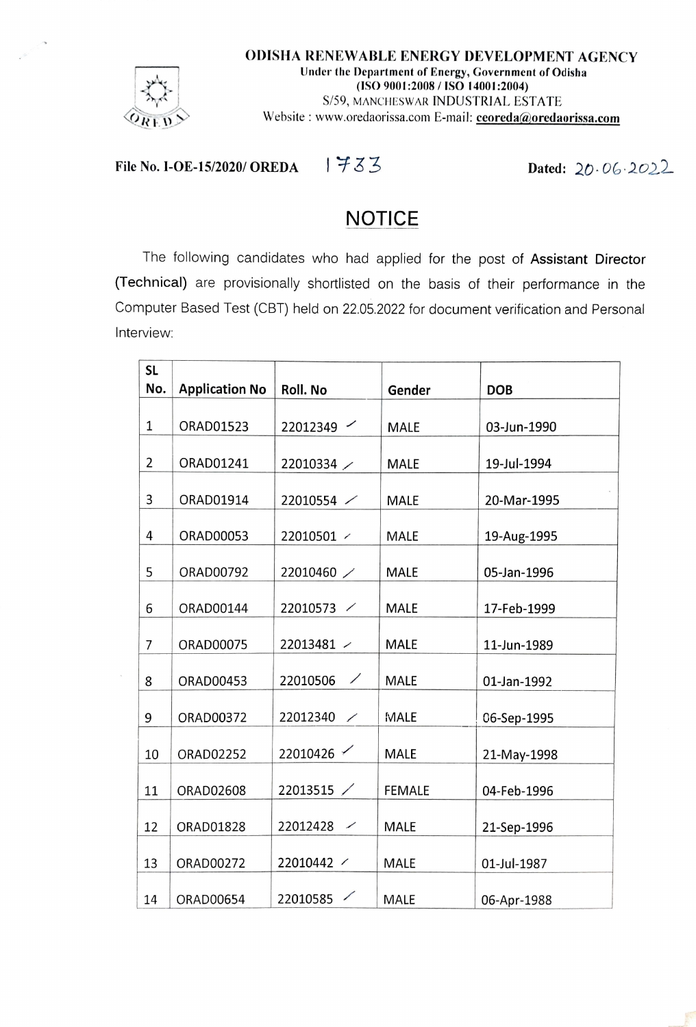**ODISHA RENEWABLE ENERGY DEVELOPMENT AGENCY**
**Under the Department of Energy, Government of Odisha**
**(ISO 9001:2008 / ISO 14001:2004)**
S/59, MANCHESWAR INDUSTRIAL ESTATE
Website : www.oredaorissa.com E-mail: **ceoreda@oredaorissa.com**

**File No. I-OE-15/2020/ OREDA** 1733 **Dated:** 20.06.2022

# NOTICE

The following candidates who had applied for the post of **Assistant Director (Technical)** are provisionally shortlisted on the basis of their performance in the Computer Based Test (CBT) held on 22.05.2022 for document verification and Personal Interview:

| SL No. | Application No | Roll. No | Gender | DOB |
|---|---|---|---|---|
| 1 | ORAD01523 | 22012349 | MALE | 03-Jun-1990 |
| 2 | ORAD01241 | 22010334 | MALE | 19-Jul-1994 |
| 3 | ORAD01914 | 22010554 | MALE | 20-Mar-1995 |
| 4 | ORAD00053 | 22010501 | MALE | 19-Aug-1995 |
| 5 | ORAD00792 | 22010460 | MALE | 05-Jan-1996 |
| 6 | ORAD00144 | 22010573 | MALE | 17-Feb-1999 |
| 7 | ORAD00075 | 22013481 | MALE | 11-Jun-1989 |
| 8 | ORAD00453 | 22010506 | MALE | 01-Jan-1992 |
| 9 | ORAD00372 | 22012340 | MALE | 06-Sep-1995 |
| 10 | ORAD02252 | 22010426 | MALE | 21-May-1998 |
| 11 | ORAD02608 | 22013515 | FEMALE | 04-Feb-1996 |
| 12 | ORAD01828 | 22012428 | MALE | 21-Sep-1996 |
| 13 | ORAD00272 | 22010442 | MALE | 01-Jul-1987 |
| 14 | ORAD00654 | 22010585 | MALE | 06-Apr-1988 |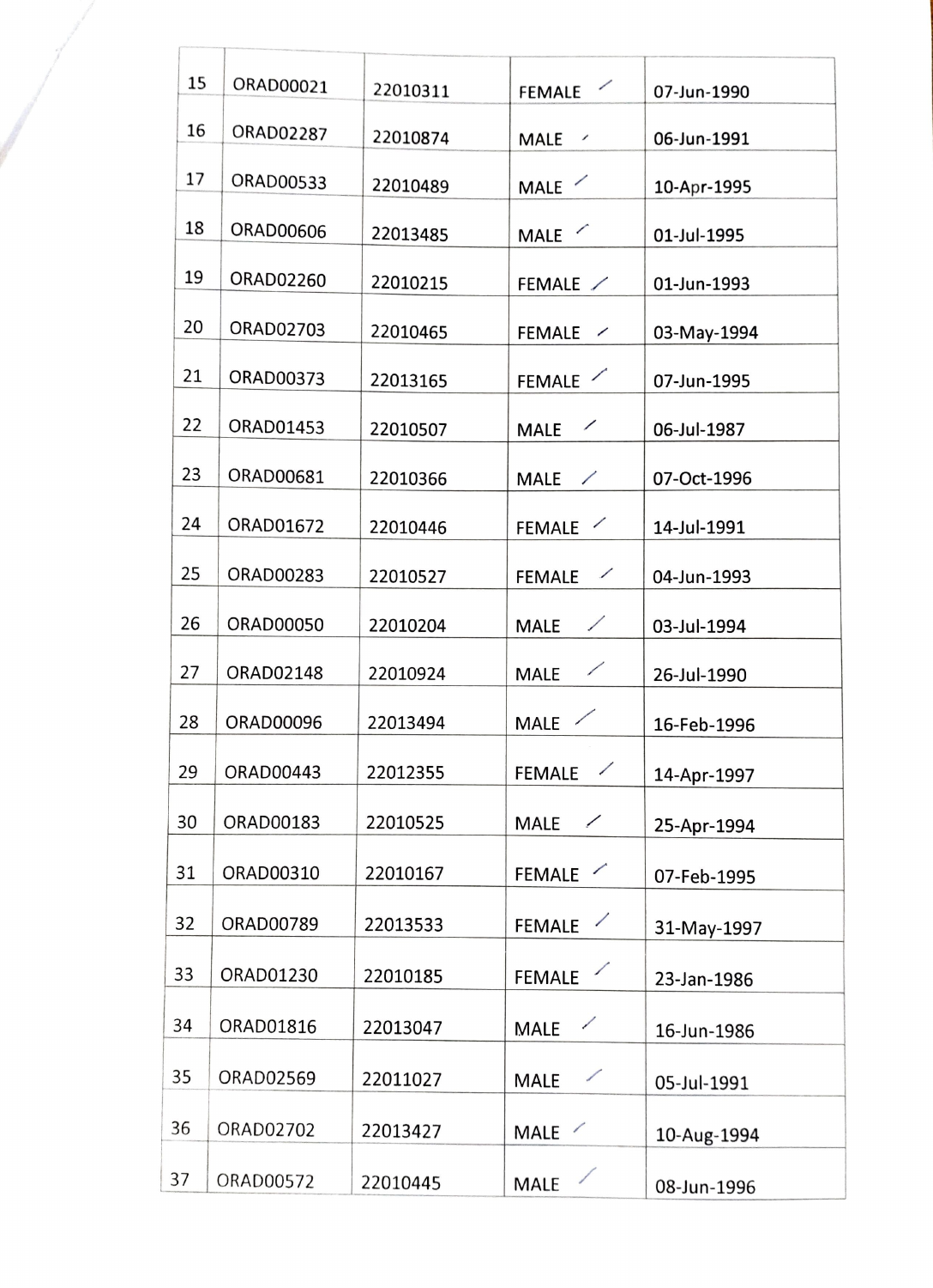| 15 | ORAD00021 | 22010311 | FEMALE ✓ | 07-Jun-1990 |
|---|---|---|---|---|
| 16 | ORAD02287 | 22010874 | MALE ✓ | 06-Jun-1991 |
| 17 | ORAD00533 | 22010489 | MALE ✓ | 10-Apr-1995 |
| 18 | ORAD00606 | 22013485 | MALE ✓ | 01-Jul-1995 |
| 19 | ORAD02260 | 22010215 | FEMALE ✓ | 01-Jun-1993 |
| 20 | ORAD02703 | 22010465 | FEMALE ✓ | 03-May-1994 |
| 21 | ORAD00373 | 22013165 | FEMALE ✓ | 07-Jun-1995 |
| 22 | ORAD01453 | 22010507 | MALE ✓ | 06-Jul-1987 |
| 23 | ORAD00681 | 22010366 | MALE ✓ | 07-Oct-1996 |
| 24 | ORAD01672 | 22010446 | FEMALE ✓ | 14-Jul-1991 |
| 25 | ORAD00283 | 22010527 | FEMALE ✓ | 04-Jun-1993 |
| 26 | ORAD00050 | 22010204 | MALE ✓ | 03-Jul-1994 |
| 27 | ORAD02148 | 22010924 | MALE ✓ | 26-Jul-1990 |
| 28 | ORAD00096 | 22013494 | MALE ✓ | 16-Feb-1996 |
| 29 | ORAD00443 | 22012355 | FEMALE ✓ | 14-Apr-1997 |
| 30 | ORAD00183 | 22010525 | MALE ✓ | 25-Apr-1994 |
| 31 | ORAD00310 | 22010167 | FEMALE ✓ | 07-Feb-1995 |
| 32 | ORAD00789 | 22013533 | FEMALE ✓ | 31-May-1997 |
| 33 | ORAD01230 | 22010185 | FEMALE ✓ | 23-Jan-1986 |
| 34 | ORAD01816 | 22013047 | MALE ✓ | 16-Jun-1986 |
| 35 | ORAD02569 | 22011027 | MALE ✓ | 05-Jul-1991 |
| 36 | ORAD02702 | 22013427 | MALE ✓ | 10-Aug-1994 |
| 37 | ORAD00572 | 22010445 | MALE ✓ | 08-Jun-1996 |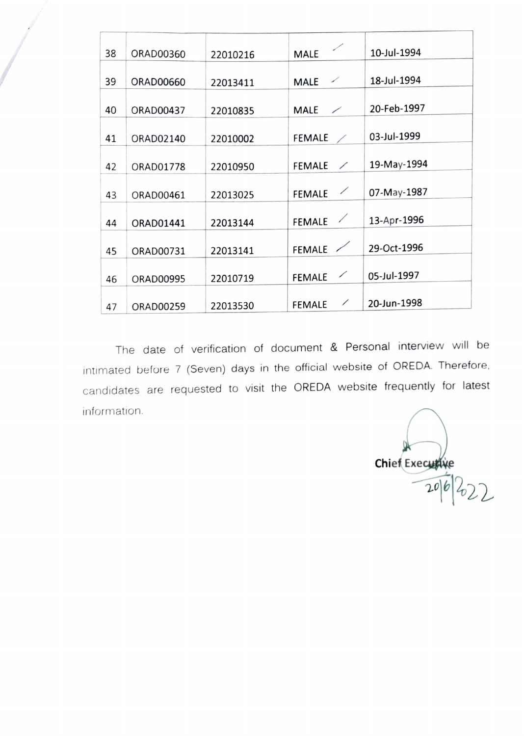| | | | | |
|---|---|---|---|---|
| 38 | ORAD00360 | 22010216 | MALE | 10-Jul-1994 |
| 39 | ORAD00660 | 22013411 | MALE | 18-Jul-1994 |
| 40 | ORAD00437 | 22010835 | MALE | 20-Feb-1997 |
| 41 | ORAD02140 | 22010002 | FEMALE | 03-Jul-1999 |
| 42 | ORAD01778 | 22010950 | FEMALE | 19-May-1994 |
| 43 | ORAD00461 | 22013025 | FEMALE | 07-May-1987 |
| 44 | ORAD01441 | 22013144 | FEMALE | 13-Apr-1996 |
| 45 | ORAD00731 | 22013141 | FEMALE | 29-Oct-1996 |
| 46 | ORAD00995 | 22010719 | FEMALE | 05-Jul-1997 |
| 47 | ORAD00259 | 22013530 | FEMALE | 20-Jun-1998 |

The date of verification of document & Personal interview will be intimated before 7 (Seven) days in the official website of OREDA. Therefore, candidates are requested to visit the OREDA website frequently for latest information.

**Chief Executive**

20/6/2022